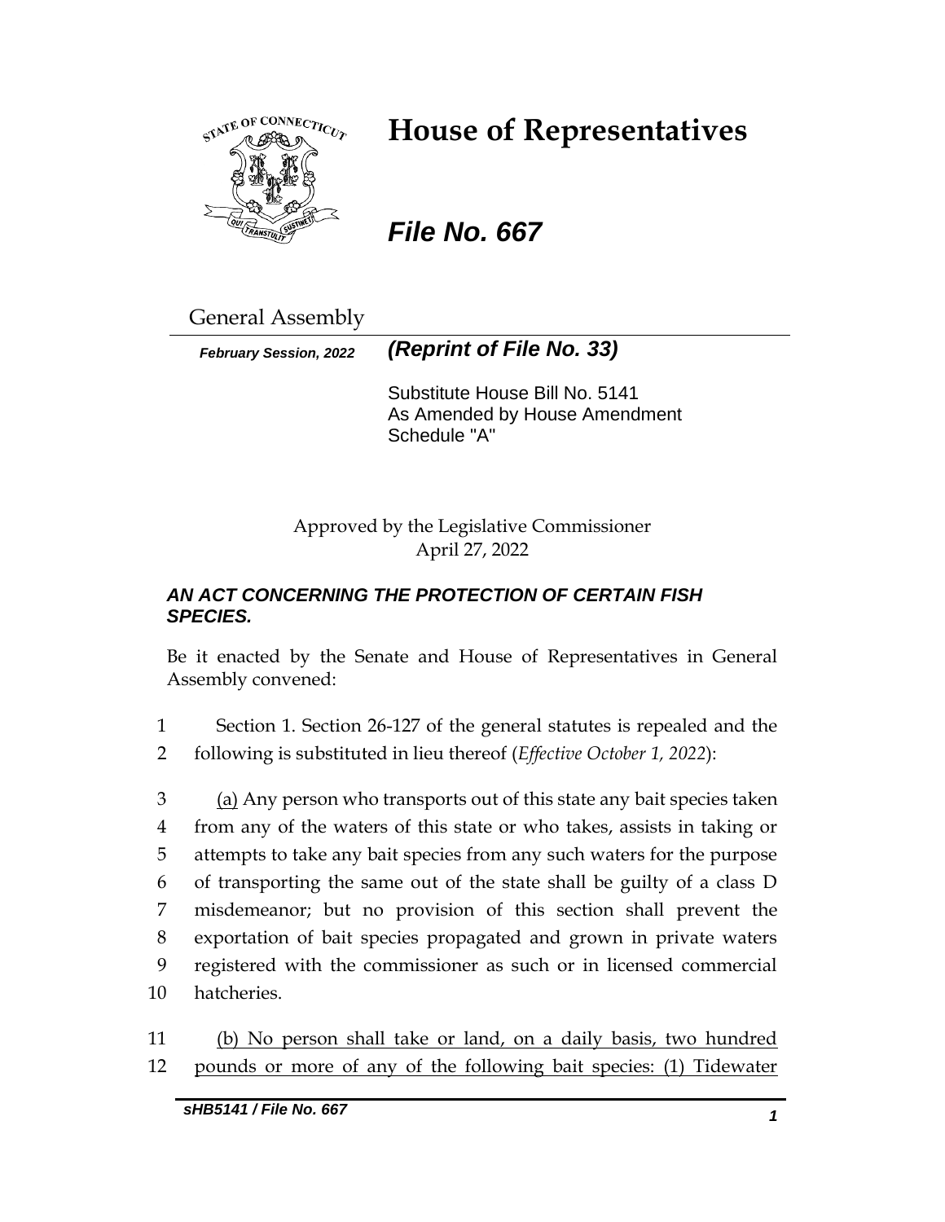# House of Representatives

***File No. 667***

General Assembly

***February Session, 2022*** ***(Reprint of File No. 33)***

Substitute House Bill No. 5141
As Amended by House Amendment Schedule "A"

Approved by the Legislative Commissioner
April 27, 2022

***AN ACT CONCERNING THE PROTECTION OF CERTAIN FISH SPECIES.***

Be it enacted by the Senate and House of Representatives in General Assembly convened:

1 Section 1. Section 26-127 of the general statutes is repealed and the
2 following is substituted in lieu thereof (*Effective October 1, 2022*):

3 <u>(a)</u> Any person who transports out of this state any bait species taken
4 from any of the waters of this state or who takes, assists in taking or
5 attempts to take any bait species from any such waters for the purpose
6 of transporting the same out of the state shall be guilty of a class D
7 misdemeanor; but no provision of this section shall prevent the
8 exportation of bait species propagated and grown in private waters
9 registered with the commissioner as such or in licensed commercial
10 hatcheries.

11 <u>(b) No person shall take or land, on a daily basis, two hundred</u>
12 <u>pounds or more of any of the following bait species: (1) Tidewater</u>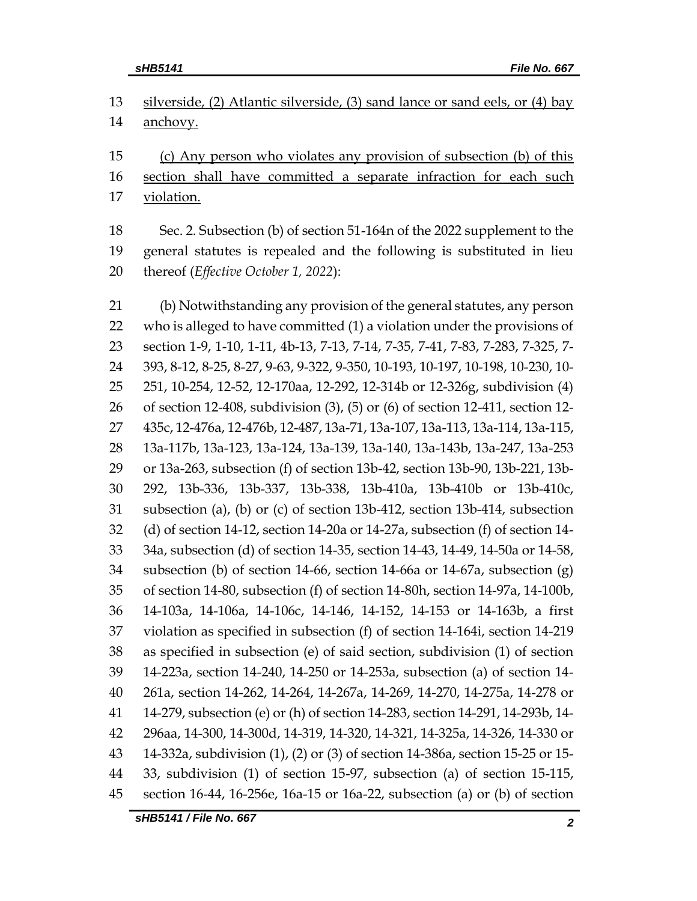13 silverside, (2) Atlantic silverside, (3) sand lance or sand eels, or (4) bay
14 anchovy.

15 (c) Any person who violates any provision of subsection (b) of this
16 section shall have committed a separate infraction for each such
17 violation.

18 Sec. 2. Subsection (b) of section 51-164n of the 2022 supplement to the
19 general statutes is repealed and the following is substituted in lieu
20 thereof (*Effective October 1, 2022*):

21 (b) Notwithstanding any provision of the general statutes, any person
22 who is alleged to have committed (1) a violation under the provisions of
23 section 1-9, 1-10, 1-11, 4b-13, 7-13, 7-14, 7-35, 7-41, 7-83, 7-283, 7-325, 7-
24 393, 8-12, 8-25, 8-27, 9-63, 9-322, 9-350, 10-193, 10-197, 10-198, 10-230, 10-
25 251, 10-254, 12-52, 12-170aa, 12-292, 12-314b or 12-326g, subdivision (4)
26 of section 12-408, subdivision (3), (5) or (6) of section 12-411, section 12-
27 435c, 12-476a, 12-476b, 12-487, 13a-71, 13a-107, 13a-113, 13a-114, 13a-115,
28 13a-117b, 13a-123, 13a-124, 13a-139, 13a-140, 13a-143b, 13a-247, 13a-253
29 or 13a-263, subsection (f) of section 13b-42, section 13b-90, 13b-221, 13b-
30 292, 13b-336, 13b-337, 13b-338, 13b-410a, 13b-410b or 13b-410c,
31 subsection (a), (b) or (c) of section 13b-412, section 13b-414, subsection
32 (d) of section 14-12, section 14-20a or 14-27a, subsection (f) of section 14-
33 34a, subsection (d) of section 14-35, section 14-43, 14-49, 14-50a or 14-58,
34 subsection (b) of section 14-66, section 14-66a or 14-67a, subsection (g)
35 of section 14-80, subsection (f) of section 14-80h, section 14-97a, 14-100b,
36 14-103a, 14-106a, 14-106c, 14-146, 14-152, 14-153 or 14-163b, a first
37 violation as specified in subsection (f) of section 14-164i, section 14-219
38 as specified in subsection (e) of said section, subdivision (1) of section
39 14-223a, section 14-240, 14-250 or 14-253a, subsection (a) of section 14-
40 261a, section 14-262, 14-264, 14-267a, 14-269, 14-270, 14-275a, 14-278 or
41 14-279, subsection (e) or (h) of section 14-283, section 14-291, 14-293b, 14-
42 296aa, 14-300, 14-300d, 14-319, 14-320, 14-321, 14-325a, 14-326, 14-330 or
43 14-332a, subdivision (1), (2) or (3) of section 14-386a, section 15-25 or 15-
44 33, subdivision (1) of section 15-97, subsection (a) of section 15-115,
45 section 16-44, 16-256e, 16a-15 or 16a-22, subsection (a) or (b) of section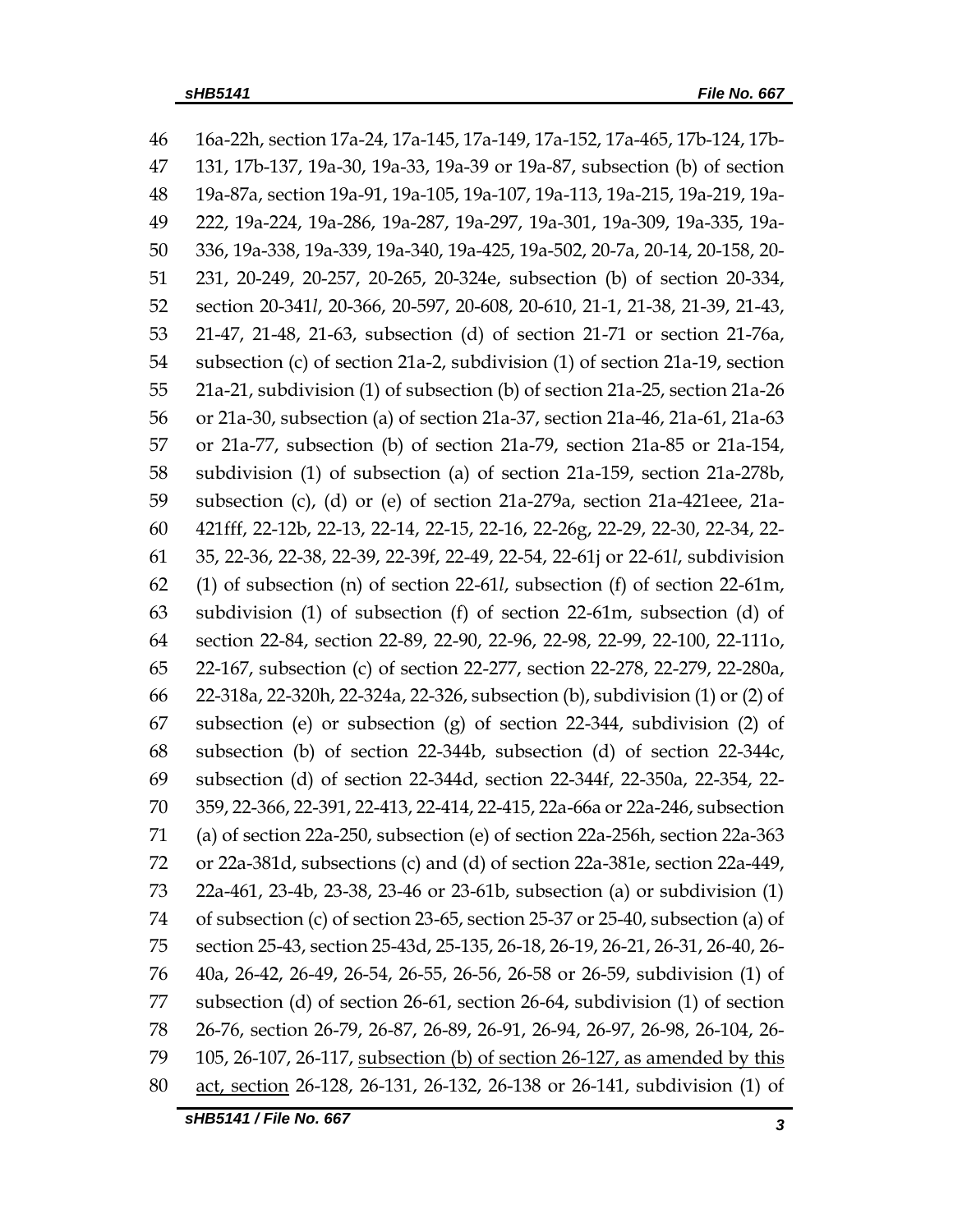46 16a-22h, section 17a-24, 17a-145, 17a-149, 17a-152, 17a-465, 17b-124, 17b-
47 131, 17b-137, 19a-30, 19a-33, 19a-39 or 19a-87, subsection (b) of section
48 19a-87a, section 19a-91, 19a-105, 19a-107, 19a-113, 19a-215, 19a-219, 19a-
49 222, 19a-224, 19a-286, 19a-287, 19a-297, 19a-301, 19a-309, 19a-335, 19a-
50 336, 19a-338, 19a-339, 19a-340, 19a-425, 19a-502, 20-7a, 20-14, 20-158, 20-
51 231, 20-249, 20-257, 20-265, 20-324e, subsection (b) of section 20-334,
52 section 20-341*l*, 20-366, 20-597, 20-608, 20-610, 21-1, 21-38, 21-39, 21-43,
53 21-47, 21-48, 21-63, subsection (d) of section 21-71 or section 21-76a,
54 subsection (c) of section 21a-2, subdivision (1) of section 21a-19, section
55 21a-21, subdivision (1) of subsection (b) of section 21a-25, section 21a-26
56 or 21a-30, subsection (a) of section 21a-37, section 21a-46, 21a-61, 21a-63
57 or 21a-77, subsection (b) of section 21a-79, section 21a-85 or 21a-154,
58 subdivision (1) of subsection (a) of section 21a-159, section 21a-278b,
59 subsection (c), (d) or (e) of section 21a-279a, section 21a-421eee, 21a-
60 421fff, 22-12b, 22-13, 22-14, 22-15, 22-16, 22-26g, 22-29, 22-30, 22-34, 22-
61 35, 22-36, 22-38, 22-39, 22-39f, 22-49, 22-54, 22-61j or 22-61*l*, subdivision
62 (1) of subsection (n) of section 22-61*l*, subsection (f) of section 22-61m,
63 subdivision (1) of subsection (f) of section 22-61m, subsection (d) of
64 section 22-84, section 22-89, 22-90, 22-96, 22-98, 22-99, 22-100, 22-111o,
65 22-167, subsection (c) of section 22-277, section 22-278, 22-279, 22-280a,
66 22-318a, 22-320h, 22-324a, 22-326, subsection (b), subdivision (1) or (2) of
67 subsection (e) or subsection (g) of section 22-344, subdivision (2) of
68 subsection (b) of section 22-344b, subsection (d) of section 22-344c,
69 subsection (d) of section 22-344d, section 22-344f, 22-350a, 22-354, 22-
70 359, 22-366, 22-391, 22-413, 22-414, 22-415, 22a-66a or 22a-246, subsection
71 (a) of section 22a-250, subsection (e) of section 22a-256h, section 22a-363
72 or 22a-381d, subsections (c) and (d) of section 22a-381e, section 22a-449,
73 22a-461, 23-4b, 23-38, 23-46 or 23-61b, subsection (a) or subdivision (1)
74 of subsection (c) of section 23-65, section 25-37 or 25-40, subsection (a) of
75 section 25-43, section 25-43d, 25-135, 26-18, 26-19, 26-21, 26-31, 26-40, 26-
76 40a, 26-42, 26-49, 26-54, 26-55, 26-56, 26-58 or 26-59, subdivision (1) of
77 subsection (d) of section 26-61, section 26-64, subdivision (1) of section
78 26-76, section 26-79, 26-87, 26-89, 26-91, 26-94, 26-97, 26-98, 26-104, 26-
79 105, 26-107, 26-117, <u>subsection (b) of section 26-127, as amended by this</u>
80 <u>act, section</u> 26-128, 26-131, 26-132, 26-138 or 26-141, subdivision (1) of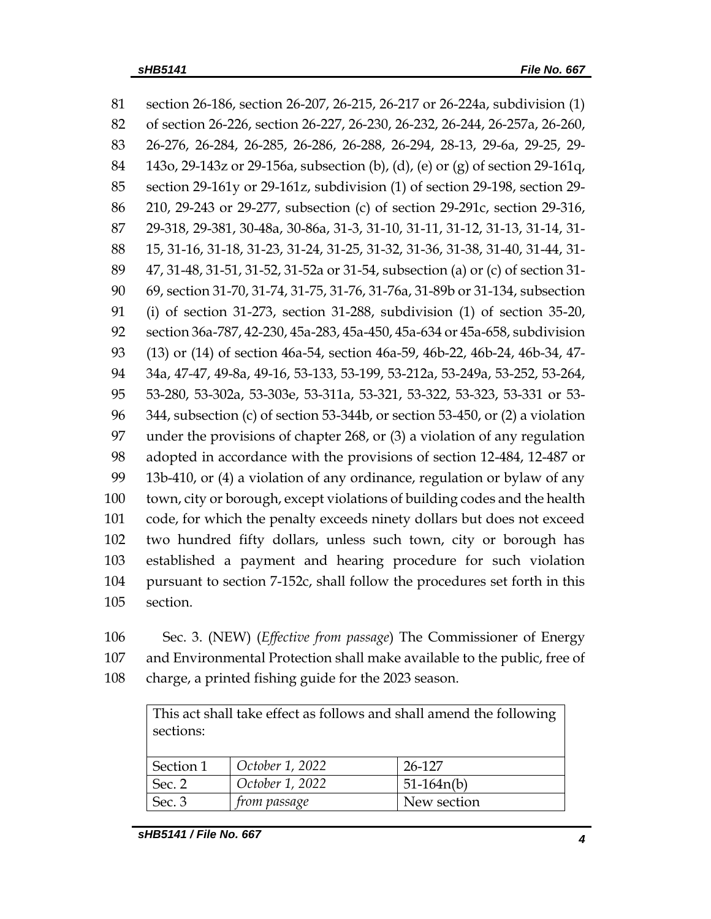81 section 26-186, section 26-207, 26-215, 26-217 or 26-224a, subdivision (1)
82 of section 26-226, section 26-227, 26-230, 26-232, 26-244, 26-257a, 26-260,
83 26-276, 26-284, 26-285, 26-286, 26-288, 26-294, 28-13, 29-6a, 29-25, 29-
84 143o, 29-143z or 29-156a, subsection (b), (d), (e) or (g) of section 29-161q,
85 section 29-161y or 29-161z, subdivision (1) of section 29-198, section 29-
86 210, 29-243 or 29-277, subsection (c) of section 29-291c, section 29-316,
87 29-318, 29-381, 30-48a, 30-86a, 31-3, 31-10, 31-11, 31-12, 31-13, 31-14, 31-
88 15, 31-16, 31-18, 31-23, 31-24, 31-25, 31-32, 31-36, 31-38, 31-40, 31-44, 31-
89 47, 31-48, 31-51, 31-52, 31-52a or 31-54, subsection (a) or (c) of section 31-
90 69, section 31-70, 31-74, 31-75, 31-76, 31-76a, 31-89b or 31-134, subsection
91 (i) of section 31-273, section 31-288, subdivision (1) of section 35-20,
92 section 36a-787, 42-230, 45a-283, 45a-450, 45a-634 or 45a-658, subdivision
93 (13) or (14) of section 46a-54, section 46a-59, 46b-22, 46b-24, 46b-34, 47-
94 34a, 47-47, 49-8a, 49-16, 53-133, 53-199, 53-212a, 53-249a, 53-252, 53-264,
95 53-280, 53-302a, 53-303e, 53-311a, 53-321, 53-322, 53-323, 53-331 or 53-
96 344, subsection (c) of section 53-344b, or section 53-450, or (2) a violation
97 under the provisions of chapter 268, or (3) a violation of any regulation
98 adopted in accordance with the provisions of section 12-484, 12-487 or
99 13b-410, or (4) a violation of any ordinance, regulation or bylaw of any
100 town, city or borough, except violations of building codes and the health
101 code, for which the penalty exceeds ninety dollars but does not exceed
102 two hundred fifty dollars, unless such town, city or borough has
103 established a payment and hearing procedure for such violation
104 pursuant to section 7-152c, shall follow the procedures set forth in this
105 section.

106 Sec. 3. (NEW) (*Effective from passage*) The Commissioner of Energy
107 and Environmental Protection shall make available to the public, free of
108 charge, a printed fishing guide for the 2023 season.

| This act shall take effect as follows and shall amend the following sections: | | |
|---|---|---|
| Section 1 | *October 1, 2022* | 26-127 |
| Sec. 2 | *October 1, 2022* | 51-164n(b) |
| Sec. 3 | *from passage* | New section |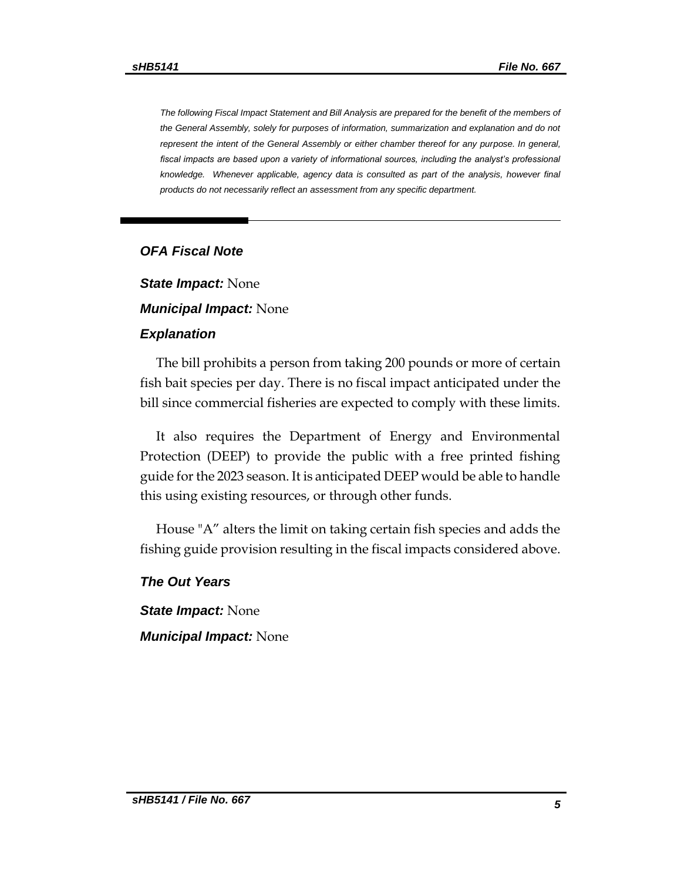*The following Fiscal Impact Statement and Bill Analysis are prepared for the benefit of the members of the General Assembly, solely for purposes of information, summarization and explanation and do not represent the intent of the General Assembly or either chamber thereof for any purpose. In general, fiscal impacts are based upon a variety of informational sources, including the analyst's professional knowledge. Whenever applicable, agency data is consulted as part of the analysis, however final products do not necessarily reflect an assessment from any specific department.*

---

## *OFA Fiscal Note*

***State Impact:*** None

***Municipal Impact:*** None

### *Explanation*

The bill prohibits a person from taking 200 pounds or more of certain fish bait species per day. There is no fiscal impact anticipated under the bill since commercial fisheries are expected to comply with these limits.

It also requires the Department of Energy and Environmental Protection (DEEP) to provide the public with a free printed fishing guide for the 2023 season. It is anticipated DEEP would be able to handle this using existing resources, or through other funds.

House "A" alters the limit on taking certain fish species and adds the fishing guide provision resulting in the fiscal impacts considered above.

### *The Out Years*

***State Impact:*** None

***Municipal Impact:*** None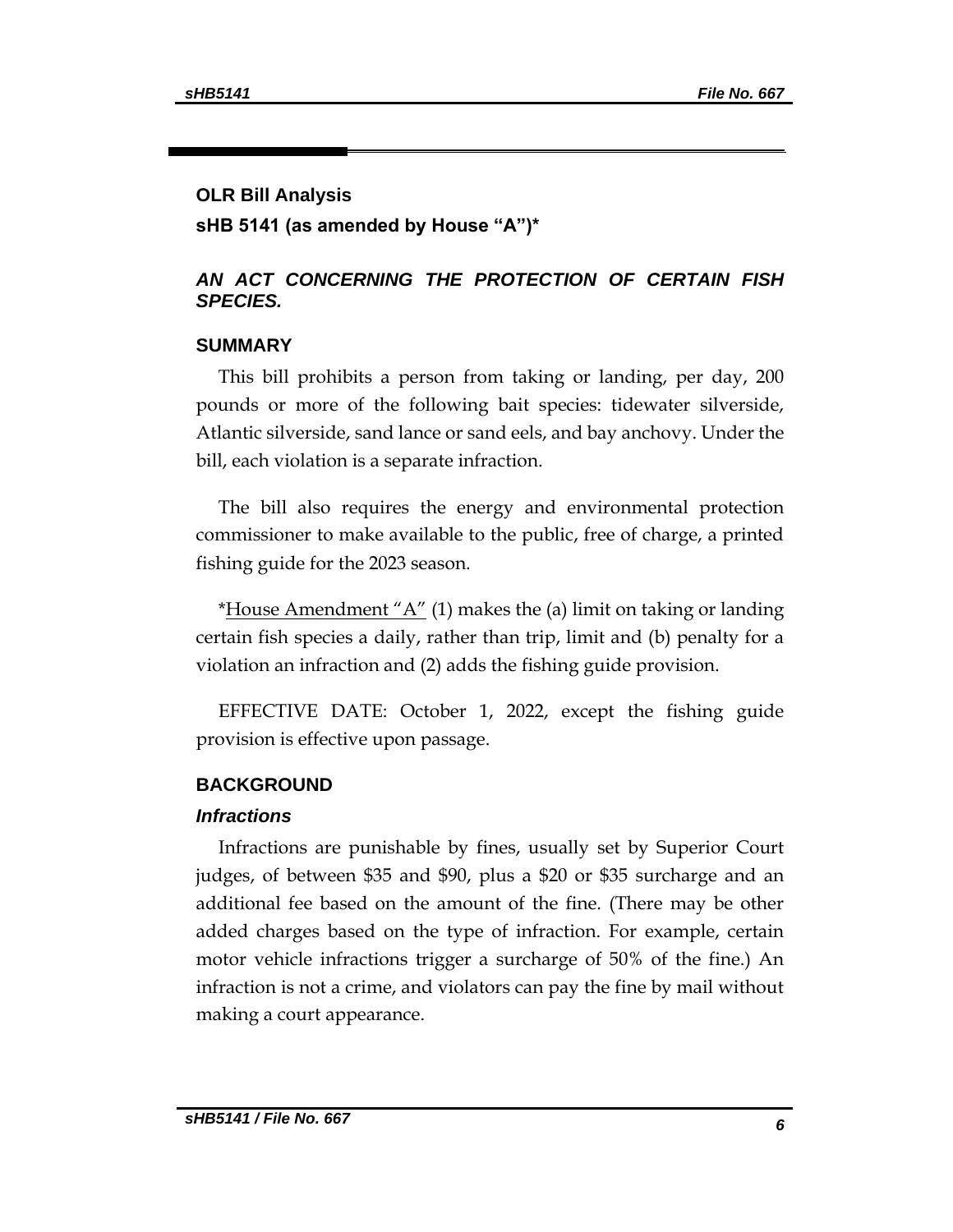## OLR Bill Analysis

## sHB 5141 (as amended by House "A")*

### *AN ACT CONCERNING THE PROTECTION OF CERTAIN FISH SPECIES.*

### SUMMARY

This bill prohibits a person from taking or landing, per day, 200 pounds or more of the following bait species: tidewater silverside, Atlantic silverside, sand lance or sand eels, and bay anchovy. Under the bill, each violation is a separate infraction.

The bill also requires the energy and environmental protection commissioner to make available to the public, free of charge, a printed fishing guide for the 2023 season.

*House Amendment "A" (1) makes the (a) limit on taking or landing certain fish species a daily, rather than trip, limit and (b) penalty for a violation an infraction and (2) adds the fishing guide provision.

EFFECTIVE DATE: October 1, 2022, except the fishing guide provision is effective upon passage.

### BACKGROUND

#### *Infractions*

Infractions are punishable by fines, usually set by Superior Court judges, of between $35 and $90, plus a $20 or $35 surcharge and an additional fee based on the amount of the fine. (There may be other added charges based on the type of infraction. For example, certain motor vehicle infractions trigger a surcharge of 50% of the fine.) An infraction is not a crime, and violators can pay the fine by mail without making a court appearance.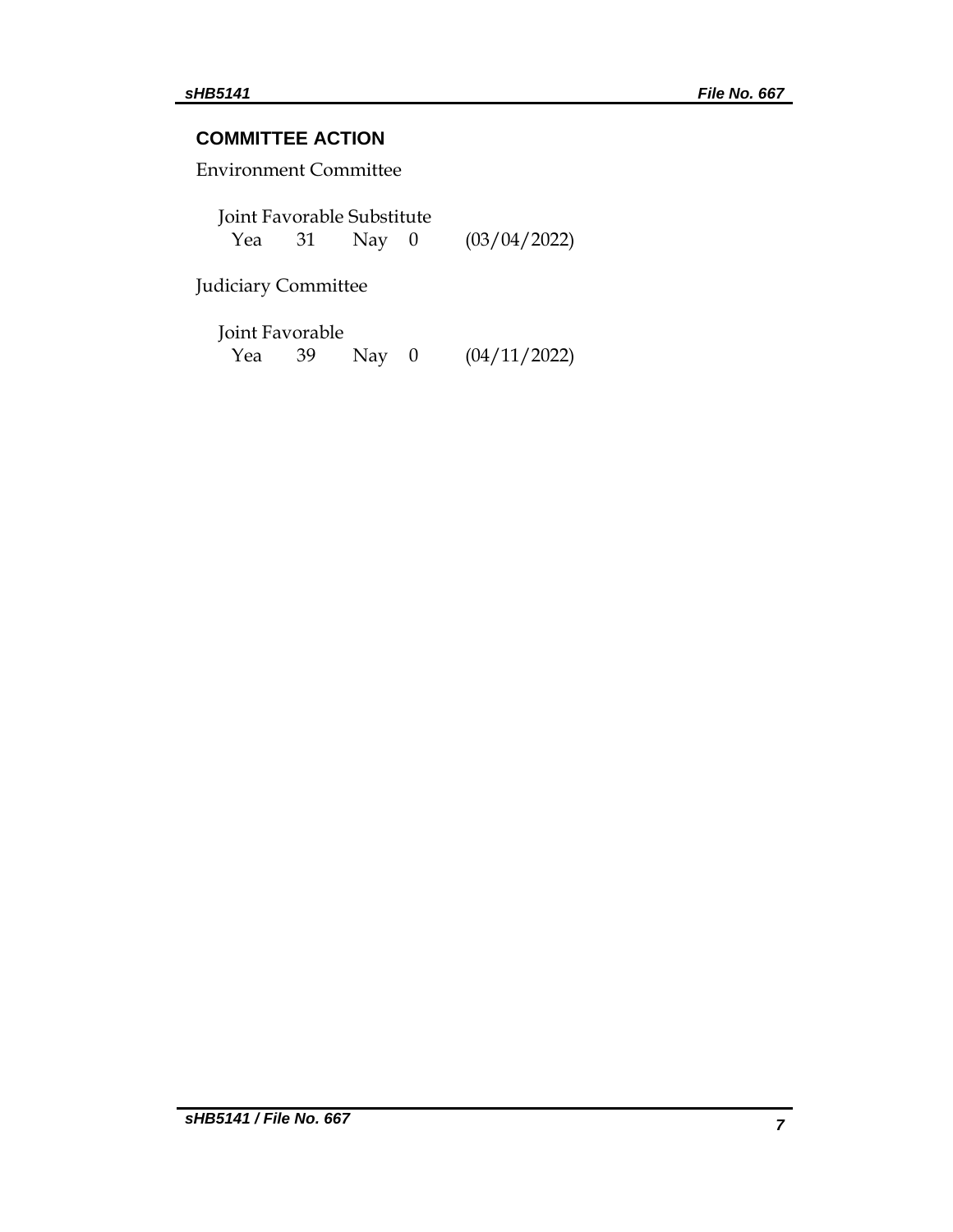## COMMITTEE ACTION

Environment Committee

Joint Favorable Substitute

| | | | | |
|---|---|---|---|---|
| Yea | 31 | Nay | 0 | (03/04/2022) |

Judiciary Committee

Joint Favorable

| | | | | |
|---|---|---|---|---|
| Yea | 39 | Nay | 0 | (04/11/2022) |